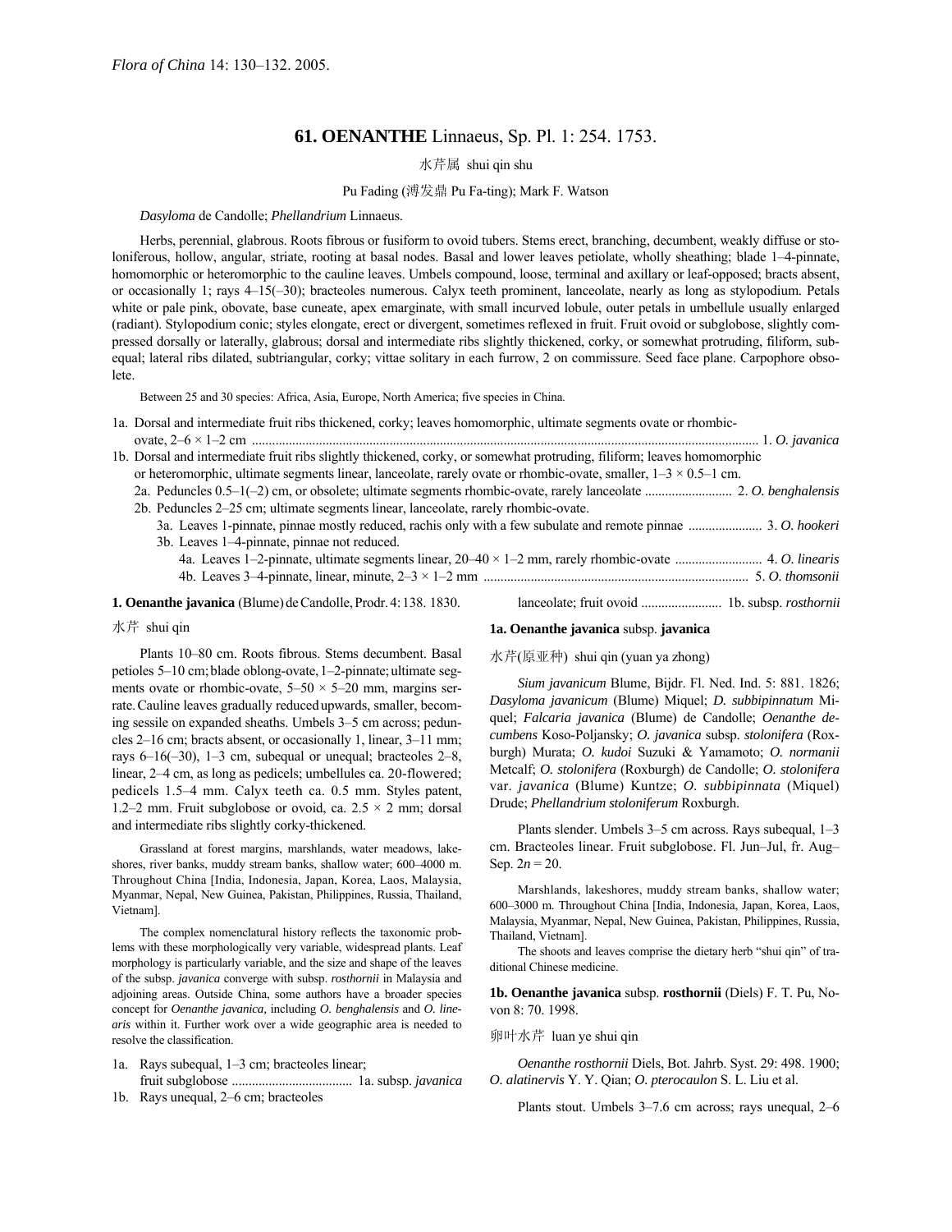*Flora of China* 14: 130–132. 2005.

# 61. OENANTHE Linnaeus, Sp. Pl. 1: 254. 1753.

水芹属 shui qin shu

Pu Fading (溥发鼎 Pu Fa-ting); Mark F. Watson

*Dasyloma* de Candolle; *Phellandrium* Linnaeus.

Herbs, perennial, glabrous. Roots fibrous or fusiform to ovoid tubers. Stems erect, branching, decumbent, weakly diffuse or stoloniferous, hollow, angular, striate, rooting at basal nodes. Basal and lower leaves petiolate, wholly sheathing; blade 1–4-pinnate, homomorphic or heteromorphic to the cauline leaves. Umbels compound, loose, terminal and axillary or leaf-opposed; bracts absent, or occasionally 1; rays 4–15(–30); bracteoles numerous. Calyx teeth prominent, lanceolate, nearly as long as stylopodium. Petals white or pale pink, obovate, base cuneate, apex emarginate, with small incurved lobule, outer petals in umbellule usually enlarged (radiant). Stylopodium conic; styles elongate, erect or divergent, sometimes reflexed in fruit. Fruit ovoid or subglobose, slightly compressed dorsally or laterally, glabrous; dorsal and intermediate ribs slightly thickened, corky, or somewhat protruding, filiform, subequal; lateral ribs dilated, subtriangular, corky; vittae solitary in each furrow, 2 on commissure. Seed face plane. Carpophore obsolete.

Between 25 and 30 species: Africa, Asia, Europe, North America; five species in China.

1a. Dorsal and intermediate fruit ribs thickened, corky; leaves homomorphic, ultimate segments ovate or rhombic-ovate, 2–6 × 1–2 cm .......... 1. *O. javanica*
1b. Dorsal and intermediate fruit ribs slightly thickened, corky, or somewhat protruding, filiform; leaves homomorphic or heteromorphic, ultimate segments linear, lanceolate, rarely ovate or rhombic-ovate, smaller, 1–3 × 0.5–1 cm.
  2a. Peduncles 0.5–1(–2) cm, or obsolete; ultimate segments rhombic-ovate, rarely lanceolate .......... 2. *O. benghalensis*
  2b. Peduncles 2–25 cm; ultimate segments linear, lanceolate, rarely rhombic-ovate.
    3a. Leaves 1-pinnate, pinnae mostly reduced, rachis only with a few subulate and remote pinnae .......... 3. *O. hookeri*
    3b. Leaves 1–4-pinnate, pinnae not reduced.
      4a. Leaves 1–2-pinnate, ultimate segments linear, 20–40 × 1–2 mm, rarely rhombic-ovate .......... 4. *O. linearis*
      4b. Leaves 3–4-pinnate, linear, minute, 2–3 × 1–2 mm .......... 5. *O. thomsonii*

**1. Oenanthe javanica** (Blume) de Candolle, Prodr. 4: 138. 1830.

水芹 shui qin

Plants 10–80 cm. Roots fibrous. Stems decumbent. Basal petioles 5–10 cm; blade oblong-ovate, 1–2-pinnate; ultimate segments ovate or rhombic-ovate, 5–50 × 5–20 mm, margins serrate. Cauline leaves gradually reduced upwards, smaller, becoming sessile on expanded sheaths. Umbels 3–5 cm across; peduncles 2–16 cm; bracts absent, or occasionally 1, linear, 3–11 mm; rays 6–16(–30), 1–3 cm, subequal or unequal; bracteoles 2–8, linear, 2–4 cm, as long as pedicels; umbellules ca. 20-flowered; pedicels 1.5–4 mm. Calyx teeth ca. 0.5 mm. Styles patent, 1.2–2 mm. Fruit subglobose or ovoid, ca. 2.5 × 2 mm; dorsal and intermediate ribs slightly corky-thickened.

Grassland at forest margins, marshlands, water meadows, lakeshores, river banks, muddy stream banks, shallow water; 600–4000 m. Throughout China [India, Indonesia, Japan, Korea, Laos, Malaysia, Myanmar, Nepal, New Guinea, Pakistan, Philippines, Russia, Thailand, Vietnam].

The complex nomenclatural history reflects the taxonomic problems with these morphologically very variable, widespread plants. Leaf morphology is particularly variable, and the size and shape of the leaves of the subsp. *javanica* converge with subsp. *rosthornii* in Malaysia and adjoining areas. Outside China, some authors have a broader species concept for *Oenanthe javanica*, including *O. benghalensis* and *O. linearis* within it. Further work over a wide geographic area is needed to resolve the classification.

1a. Rays subequal, 1–3 cm; bracteoles linear; fruit subglobose .......... 1a. subsp. *javanica*
1b. Rays unequal, 2–6 cm; bracteoles lanceolate; fruit ovoid .......... 1b. subsp. *rosthornii*

**1a. Oenanthe javanica** subsp. **javanica**

水芹(原亚种) shui qin (yuan ya zhong)

*Sium javanicum* Blume, Bijdr. Fl. Ned. Ind. 5: 881. 1826; *Dasyloma javanicum* (Blume) Miquel; *D. subbipinnatum* Miquel; *Falcaria javanica* (Blume) de Candolle; *Oenanthe decumbens* Koso-Poljansky; *O. javanica* subsp. *stolonifera* (Roxburgh) Murata; *O. kudoi* Suzuki & Yamamoto; *O. normanii* Metcalf; *O. stolonifera* (Roxburgh) de Candolle; *O. stolonifera* var. *javanica* (Blume) Kuntze; *O. subbipinnata* (Miquel) Drude; *Phellandrium stoloniferum* Roxburgh.

Plants slender. Umbels 3–5 cm across. Rays subequal, 1–3 cm. Bracteoles linear. Fruit subglobose. Fl. Jun–Jul, fr. Aug–Sep. $2n = 20$.

Marshlands, lakeshores, muddy stream banks, shallow water; 600–3000 m. Throughout China [India, Indonesia, Japan, Korea, Laos, Malaysia, Myanmar, Nepal, New Guinea, Pakistan, Philippines, Russia, Thailand, Vietnam].

The shoots and leaves comprise the dietary herb "shui qin" of traditional Chinese medicine.

**1b. Oenanthe javanica** subsp. **rosthornii** (Diels) F. T. Pu, Novon 8: 70. 1998.

卵叶水芹 luan ye shui qin

*Oenanthe rosthornii* Diels, Bot. Jahrb. Syst. 29: 498. 1900; *O. alatinervis* Y. Y. Qian; *O. pterocaulon* S. L. Liu et al.

Plants stout. Umbels 3–7.6 cm across; rays unequal, 2–6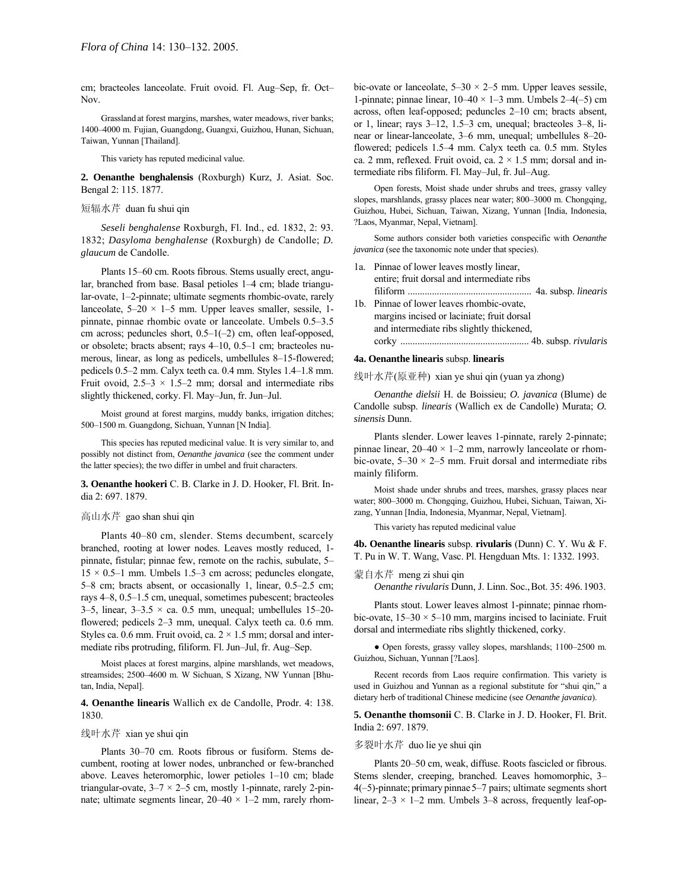cm; bracteoles lanceolate. Fruit ovoid. Fl. Aug–Sep, fr. Oct–Nov.

Grassland at forest margins, marshes, water meadows, river banks; 1400–4000 m. Fujian, Guangdong, Guangxi, Guizhou, Hunan, Sichuan, Taiwan, Yunnan [Thailand].

This variety has reputed medicinal value.

**2. Oenanthe benghalensis** (Roxburgh) Kurz, J. Asiat. Soc. Bengal 2: 115. 1877.

短辐水芹 duan fu shui qin

*Seseli benghalense* Roxburgh, Fl. Ind., ed. 1832, 2: 93. 1832; *Dasyloma benghalense* (Roxburgh) de Candolle; *D. glaucum* de Candolle.

Plants 15–60 cm. Roots fibrous. Stems usually erect, angular, branched from base. Basal petioles 1–4 cm; blade triangular-ovate, 1–2-pinnate; ultimate segments rhombic-ovate, rarely lanceolate, 5–20 × 1–5 mm. Upper leaves smaller, sessile, 1-pinnate, pinnae rhombic ovate or lanceolate. Umbels 0.5–3.5 cm across; peduncles short, 0.5–1(–2) cm, often leaf-opposed, or obsolete; bracts absent; rays 4–10, 0.5–1 cm; bracteoles numerous, linear, as long as pedicels, umbellules 8–15-flowered; pedicels 0.5–2 mm. Calyx teeth ca. 0.4 mm. Styles 1.4–1.8 mm. Fruit ovoid, 2.5–3 × 1.5–2 mm; dorsal and intermediate ribs slightly thickened, corky. Fl. May–Jun, fr. Jun–Jul.

Moist ground at forest margins, muddy banks, irrigation ditches; 500–1500 m. Guangdong, Sichuan, Yunnan [N India].

This species has reputed medicinal value. It is very similar to, and possibly not distinct from, *Oenanthe javanica* (see the comment under the latter species); the two differ in umbel and fruit characters.

**3. Oenanthe hookeri** C. B. Clarke in J. D. Hooker, Fl. Brit. India 2: 697. 1879.

高山水芹 gao shan shui qin

Plants 40–80 cm, slender. Stems decumbent, scarcely branched, rooting at lower nodes. Leaves mostly reduced, 1-pinnate, fistular; pinnae few, remote on the rachis, subulate, 5–15 × 0.5–1 mm. Umbels 1.5–3 cm across; peduncles elongate, 5–8 cm; bracts absent, or occasionally 1, linear, 0.5–2.5 cm; rays 4–8, 0.5–1.5 cm, unequal, sometimes pubescent; bracteoles 3–5, linear, 3–3.5 × ca. 0.5 mm, unequal; umbellules 15–20-flowered; pedicels 2–3 mm, unequal. Calyx teeth ca. 0.6 mm. Styles ca. 0.6 mm. Fruit ovoid, ca. 2 × 1.5 mm; dorsal and intermediate ribs protruding, filiform. Fl. Jun–Jul, fr. Aug–Sep.

Moist places at forest margins, alpine marshlands, wet meadows, streamsides; 2500–4600 m. W Sichuan, S Xizang, NW Yunnan [Bhutan, India, Nepal].

**4. Oenanthe linearis** Wallich ex de Candolle, Prodr. 4: 138. 1830.

线叶水芹 xian ye shui qin

Plants 30–70 cm. Roots fibrous or fusiform. Stems decumbent, rooting at lower nodes, unbranched or few-branched above. Leaves heteromorphic, lower petioles 1–10 cm; blade triangular-ovate, 3–7 × 2–5 cm, mostly 1-pinnate, rarely 2-pinnate; ultimate segments linear, 20–40 × 1–2 mm, rarely rhombic-ovate or lanceolate, 5–30 × 2–5 mm. Upper leaves sessile, 1-pinnate; pinnae linear, 10–40 × 1–3 mm. Umbels 2–4(–5) cm across, often leaf-opposed; peduncles 2–10 cm; bracts absent, or 1, linear; rays 3–12, 1.5–3 cm, unequal; bracteoles 3–8, linear or linear-lanceolate, 3–6 mm, unequal; umbellules 8–20-flowered; pedicels 1.5–4 mm. Calyx teeth ca. 0.5 mm. Styles ca. 2 mm, reflexed. Fruit ovoid, ca. 2 × 1.5 mm; dorsal and intermediate ribs filiform. Fl. May–Jul, fr. Jul–Aug.

Open forests, Moist shade under shrubs and trees, grassy valley slopes, marshlands, grassy places near water; 800–3000 m. Chongqing, Guizhou, Hubei, Sichuan, Taiwan, Xizang, Yunnan [India, Indonesia, ?Laos, Myanmar, Nepal, Vietnam].

Some authors consider both varieties conspecific with *Oenanthe javanica* (see the taxonomic note under that species).

1a. Pinnae of lower leaves mostly linear, entire; fruit dorsal and intermediate ribs filiform .................................................. 4a. subsp. *linearis*
1b. Pinnae of lower leaves rhombic-ovate, margins incised or laciniate; fruit dorsal and intermediate ribs slightly thickened, corky .................................................... 4b. subsp. *rivularis*

**4a. Oenanthe linearis** subsp. **linearis**

线叶水芹(原亚种) xian ye shui qin (yuan ya zhong)

*Oenanthe dielsii* H. de Boissieu; *O. javanica* (Blume) de Candolle subsp. *linearis* (Wallich ex de Candolle) Murata; *O. sinensis* Dunn.

Plants slender. Lower leaves 1-pinnate, rarely 2-pinnate; pinnae linear, 20–40 × 1–2 mm, narrowly lanceolate or rhombic-ovate, 5–30 × 2–5 mm. Fruit dorsal and intermediate ribs mainly filiform.

Moist shade under shrubs and trees, marshes, grassy places near water; 800–3000 m. Chongqing, Guizhou, Hubei, Sichuan, Taiwan, Xizang, Yunnan [India, Indonesia, Myanmar, Nepal, Vietnam].

This variety has reputed medicinal value

**4b. Oenanthe linearis** subsp. **rivularis** (Dunn) C. Y. Wu & F. T. Pu in W. T. Wang, Vasc. Pl. Hengduan Mts. 1: 1332. 1993.

蒙自水芹 meng zi shui qin

*Oenanthe rivularis* Dunn, J. Linn. Soc., Bot. 35: 496. 1903.

Plants stout. Lower leaves almost 1-pinnate; pinnae rhombic-ovate, 15–30 × 5–10 mm, margins incised to laciniate. Fruit dorsal and intermediate ribs slightly thickened, corky.

● Open forests, grassy valley slopes, marshlands; 1100–2500 m. Guizhou, Sichuan, Yunnan [?Laos].

Recent records from Laos require confirmation. This variety is used in Guizhou and Yunnan as a regional substitute for "shui qin," a dietary herb of traditional Chinese medicine (see *Oenanthe javanica*).

**5. Oenanthe thomsonii** C. B. Clarke in J. D. Hooker, Fl. Brit. India 2: 697. 1879.

多裂叶水芹 duo lie ye shui qin

Plants 20–50 cm, weak, diffuse. Roots fascicled or fibrous. Stems slender, creeping, branched. Leaves homomorphic, 3–4(–5)-pinnate; primary pinnae 5–7 pairs; ultimate segments short linear, 2–3 × 1–2 mm. Umbels 3–8 across, frequently leaf-op-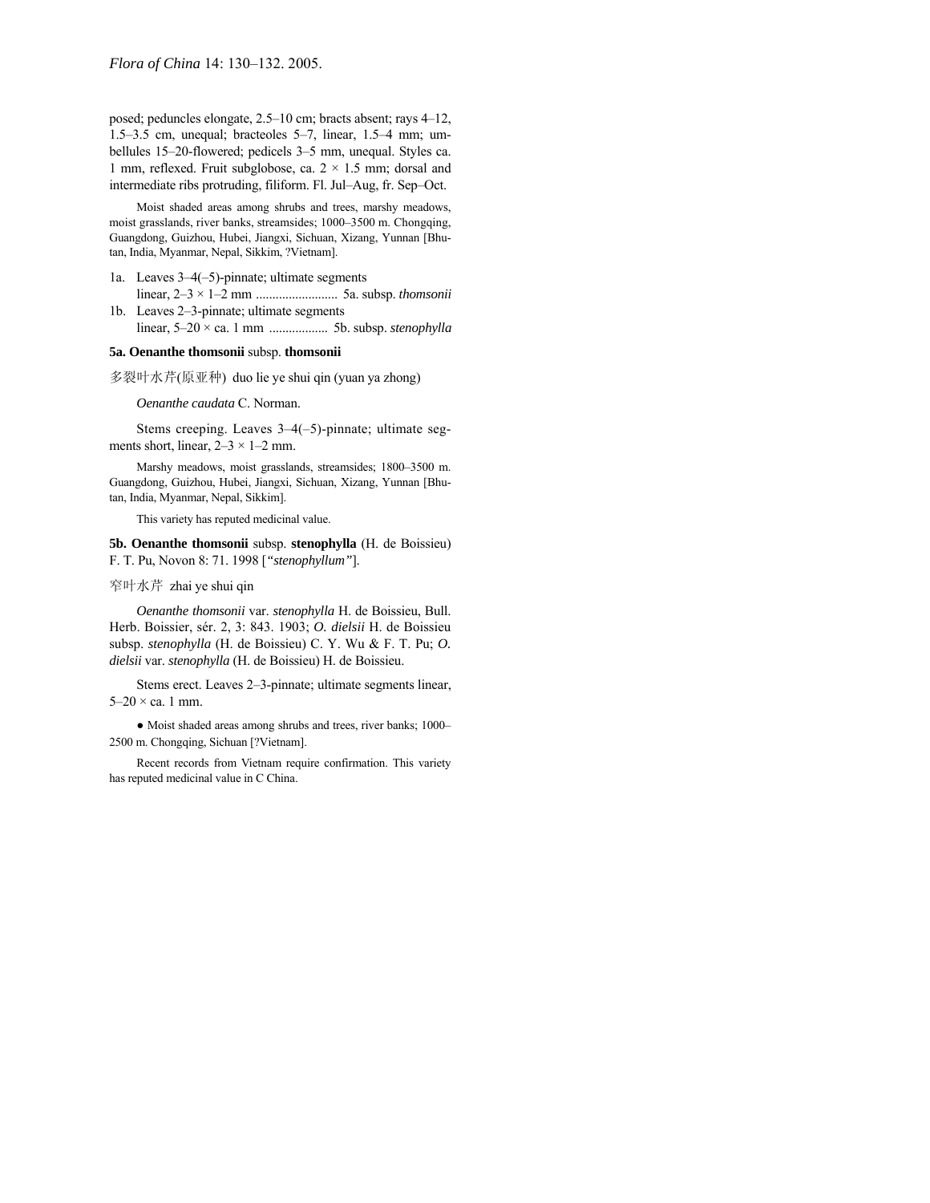posed; peduncles elongate, 2.5–10 cm; bracts absent; rays 4–12, 1.5–3.5 cm, unequal; bracteoles 5–7, linear, 1.5–4 mm; umbellules 15–20-flowered; pedicels 3–5 mm, unequal. Styles ca. 1 mm, reflexed. Fruit subglobose, ca. 2 × 1.5 mm; dorsal and intermediate ribs protruding, filiform. Fl. Jul–Aug, fr. Sep–Oct.

Moist shaded areas among shrubs and trees, marshy meadows, moist grasslands, river banks, streamsides; 1000–3500 m. Chongqing, Guangdong, Guizhou, Hubei, Jiangxi, Sichuan, Xizang, Yunnan [Bhutan, India, Myanmar, Nepal, Sikkim, ?Vietnam].

1a. Leaves 3–4(–5)-pinnate; ultimate segments linear, 2–3 × 1–2 mm ......................... 5a. subsp. *thomsonii*
1b. Leaves 2–3-pinnate; ultimate segments linear, 5–20 × ca. 1 mm .................. 5b. subsp. *stenophylla*

**5a. Oenanthe thomsonii** subsp. **thomsonii**

多裂叶水芹(原亚种) duo lie ye shui qin (yuan ya zhong)

*Oenanthe caudata* C. Norman.

Stems creeping. Leaves 3–4(–5)-pinnate; ultimate segments short, linear, 2–3 × 1–2 mm.

Marshy meadows, moist grasslands, streamsides; 1800–3500 m. Guangdong, Guizhou, Hubei, Jiangxi, Sichuan, Xizang, Yunnan [Bhutan, India, Myanmar, Nepal, Sikkim].

This variety has reputed medicinal value.

**5b. Oenanthe thomsonii** subsp. **stenophylla** (H. de Boissieu) F. T. Pu, Novon 8: 71. 1998 [*"stenophyllum"*].

窄叶水芹 zhai ye shui qin

*Oenanthe thomsonii* var. *stenophylla* H. de Boissieu, Bull. Herb. Boissier, sér. 2, 3: 843. 1903; *O. dielsii* H. de Boissieu subsp. *stenophylla* (H. de Boissieu) C. Y. Wu & F. T. Pu; *O. dielsii* var. *stenophylla* (H. de Boissieu) H. de Boissieu.

Stems erect. Leaves 2–3-pinnate; ultimate segments linear, 5–20 × ca. 1 mm.

● Moist shaded areas among shrubs and trees, river banks; 1000–2500 m. Chongqing, Sichuan [?Vietnam].

Recent records from Vietnam require confirmation. This variety has reputed medicinal value in C China.